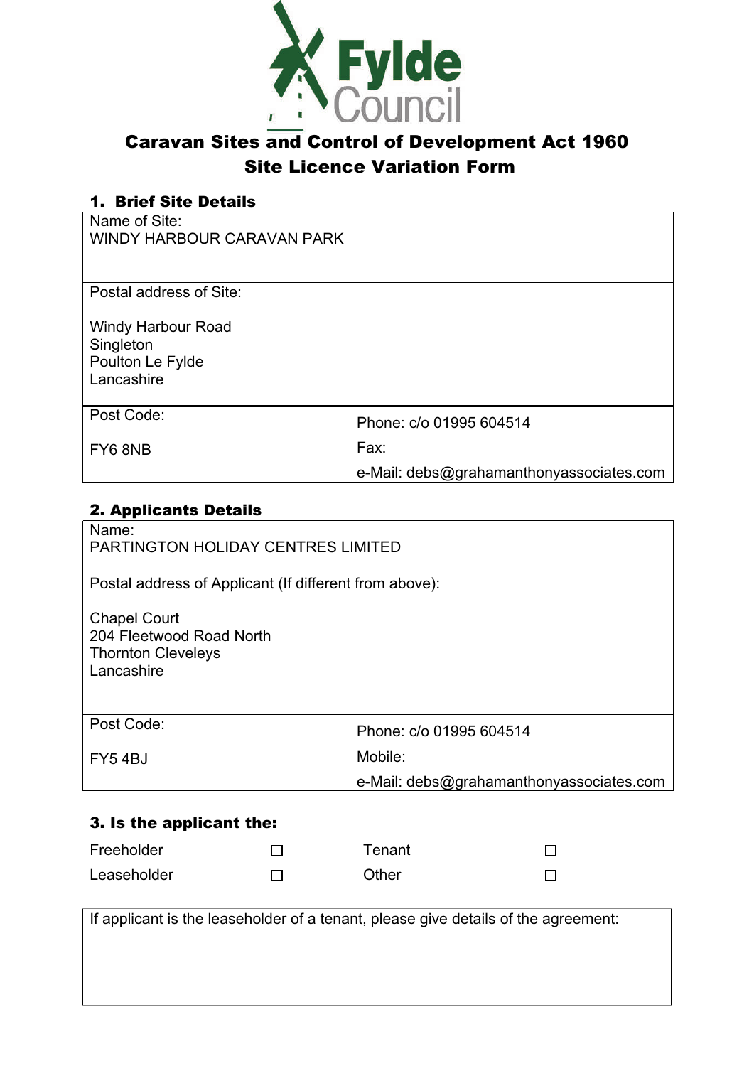Fylde Council

# Caravan Sites and Control of Development Act 1960
# Site Licence Variation Form

## 1. Brief Site Details

| | |
|---|---|
| Name of Site:<br>WINDY HARBOUR CARAVAN PARK | |
| Postal address of Site:<br><br>Windy Harbour Road<br>Singleton<br>Poulton Le Fylde<br>Lancashire | |
| Post Code:<br><br>FY6 8NB | Phone: c/o 01995 604514<br>Fax:<br>e-Mail: debs@grahamanthonyassociates.com |

## 2. Applicants Details

| | |
|---|---|
| Name:<br>PARTINGTON HOLIDAY CENTRES LIMITED | |
| Postal address of Applicant (If different from above):<br><br>Chapel Court<br>204 Fleetwood Road North<br>Thornton Cleveleys<br>Lancashire | |
| Post Code:<br><br>FY5 4BJ | Phone: c/o 01995 604514<br>Mobile:<br>e-Mail: debs@grahamanthonyassociates.com |

## 3. Is the applicant the:

| | | | |
|---|---|---|---|
| Freeholder | ☐ | Tenant | ☐ |
| Leaseholder | ☐ | Other | ☐ |

| |
|---|
| If applicant is the leaseholder of a tenant, please give details of the agreement: |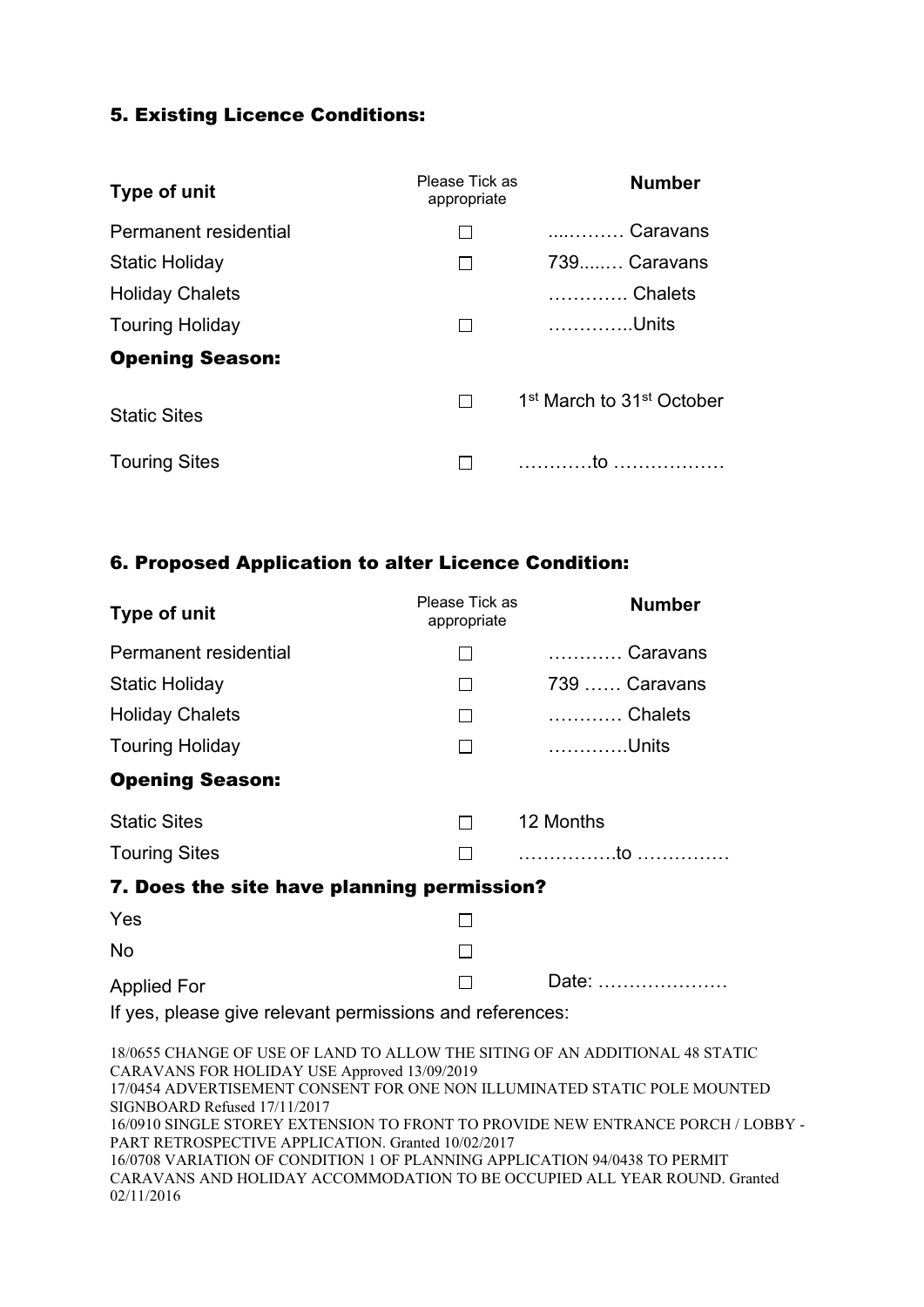## 5. Existing Licence Conditions:

| Type of unit | Please Tick as appropriate | Number |
|---|---|---|
| Permanent residential | ☐ | ....……… Caravans |
| Static Holiday | ☐ | 739....… Caravans |
| Holiday Chalets | | ………… Chalets |
| Touring Holiday | ☐ | …………..Units |

### Opening Season:

| | | |
|---|---|---|
| Static Sites | ☐ | 1st March to 31st October |
| Touring Sites | ☐ | …………to ……………… |

## 6. Proposed Application to alter Licence Condition:

| Type of unit | Please Tick as appropriate | Number |
|---|---|---|
| Permanent residential | ☐ | ………… Caravans |
| Static Holiday | ☐ | 739 …… Caravans |
| Holiday Chalets | ☐ | ………… Chalets |
| Touring Holiday | ☐ | ………….Units |

### Opening Season:

| | | |
|---|---|---|
| Static Sites | ☐ | 12 Months |
| Touring Sites | ☐ | …………….to …………… |

## 7. Does the site have planning permission?

| | | |
|---|---|---|
| Yes | ☐ | |
| No | ☐ | |
| Applied For | ☐ | Date: ………………… |

If yes, please give relevant permissions and references:

18/0655 CHANGE OF USE OF LAND TO ALLOW THE SITING OF AN ADDITIONAL 48 STATIC CARAVANS FOR HOLIDAY USE Approved 13/09/2019
17/0454 ADVERTISEMENT CONSENT FOR ONE NON ILLUMINATED STATIC POLE MOUNTED SIGNBOARD Refused 17/11/2017
16/0910 SINGLE STOREY EXTENSION TO FRONT TO PROVIDE NEW ENTRANCE PORCH / LOBBY - PART RETROSPECTIVE APPLICATION. Granted 10/02/2017
16/0708 VARIATION OF CONDITION 1 OF PLANNING APPLICATION 94/0438 TO PERMIT CARAVANS AND HOLIDAY ACCOMMODATION TO BE OCCUPIED ALL YEAR ROUND. Granted 02/11/2016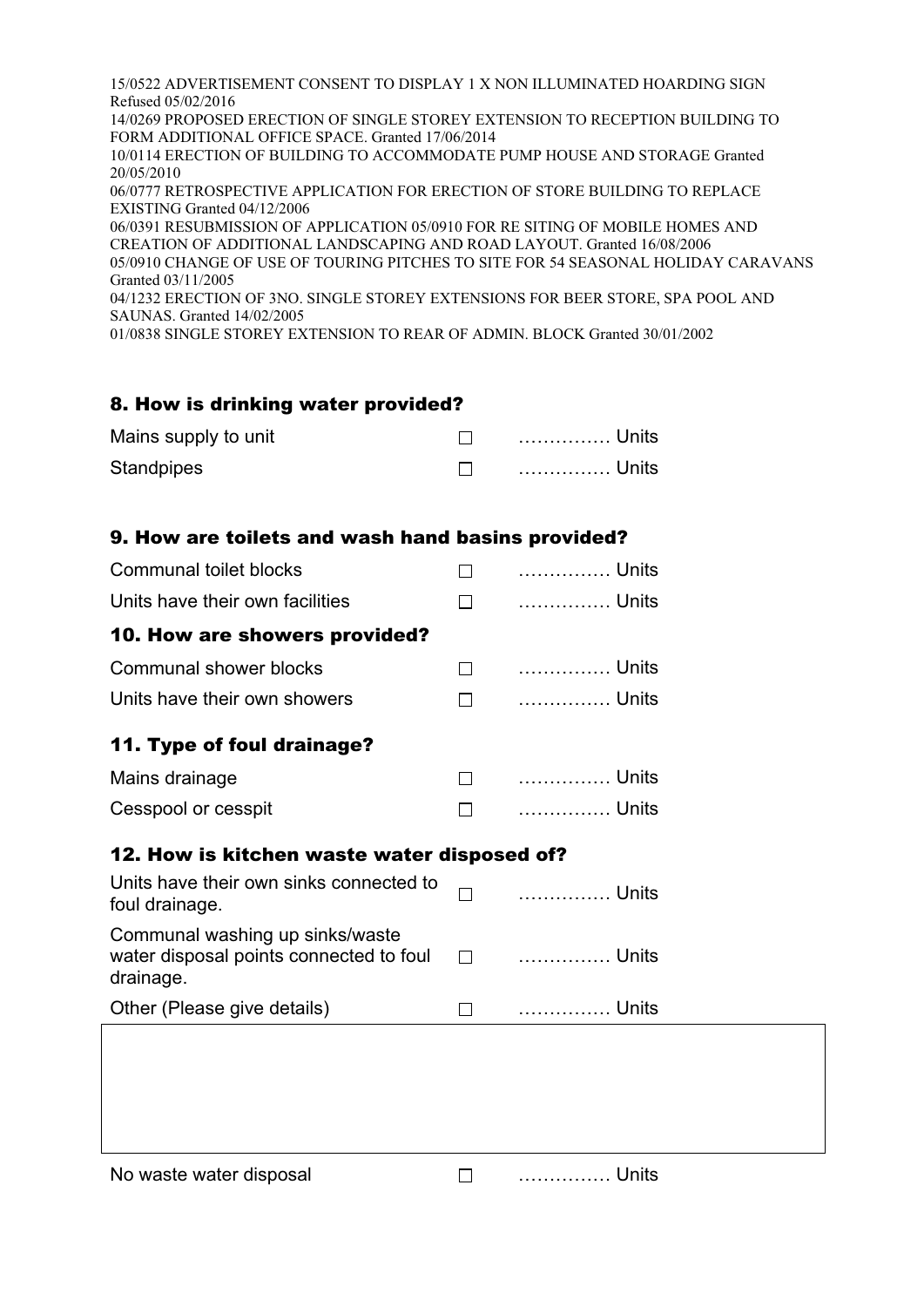15/0522 ADVERTISEMENT CONSENT TO DISPLAY 1 X NON ILLUMINATED HOARDING SIGN Refused 05/02/2016
14/0269 PROPOSED ERECTION OF SINGLE STOREY EXTENSION TO RECEPTION BUILDING TO FORM ADDITIONAL OFFICE SPACE. Granted 17/06/2014
10/0114 ERECTION OF BUILDING TO ACCOMMODATE PUMP HOUSE AND STORAGE Granted 20/05/2010
06/0777 RETROSPECTIVE APPLICATION FOR ERECTION OF STORE BUILDING TO REPLACE EXISTING Granted 04/12/2006
06/0391 RESUBMISSION OF APPLICATION 05/0910 FOR RE SITING OF MOBILE HOMES AND CREATION OF ADDITIONAL LANDSCAPING AND ROAD LAYOUT. Granted 16/08/2006
05/0910 CHANGE OF USE OF TOURING PITCHES TO SITE FOR 54 SEASONAL HOLIDAY CARAVANS Granted 03/11/2005
04/1232 ERECTION OF 3NO. SINGLE STOREY EXTENSIONS FOR BEER STORE, SPA POOL AND SAUNAS. Granted 14/02/2005
01/0838 SINGLE STOREY EXTENSION TO REAR OF ADMIN. BLOCK Granted 30/01/2002

## 8. How is drinking water provided?

| | | |
|---|---|---|
| Mains supply to unit | ☐ | …………… Units |
| Standpipes | ☐ | …………… Units |

## 9. How are toilets and wash hand basins provided?

| | | |
|---|---|---|
| Communal toilet blocks | ☐ | …………… Units |
| Units have their own facilities | ☐ | …………… Units |

## 10. How are showers provided?

| | | |
|---|---|---|
| Communal shower blocks | ☐ | …………… Units |
| Units have their own showers | ☐ | …………… Units |

## 11. Type of foul drainage?

| | | |
|---|---|---|
| Mains drainage | ☐ | …………… Units |
| Cesspool or cesspit | ☐ | …………… Units |

## 12. How is kitchen waste water disposed of?

| | | |
|---|---|---|
| Units have their own sinks connected to foul drainage. | ☐ | …………… Units |
| Communal washing up sinks/waste water disposal points connected to foul drainage. | ☐ | …………… Units |
| Other (Please give details) | ☐ | …………… Units |

| |
|---|
| |

| | | |
|---|---|---|
| No waste water disposal | ☐ | …………… Units |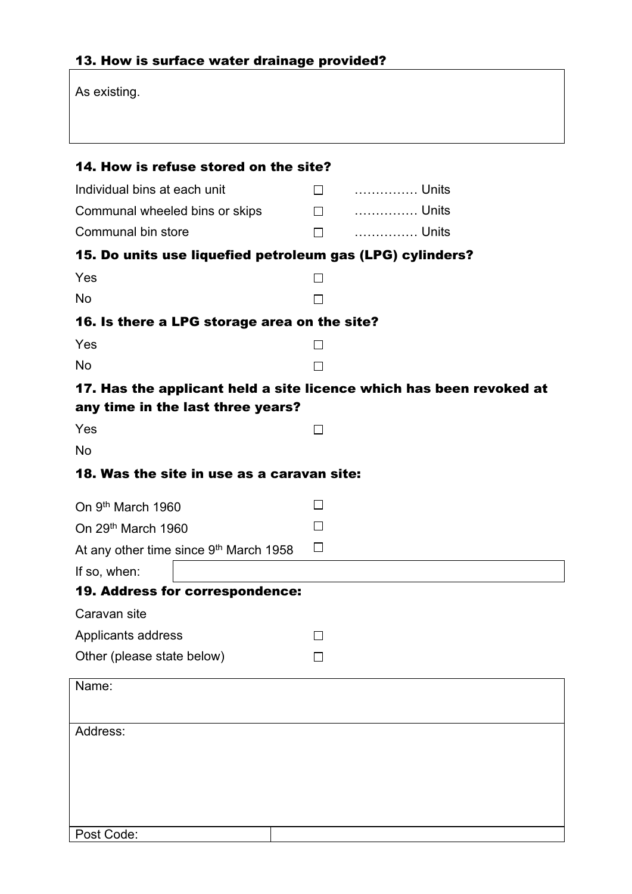### 13. How is surface water drainage provided?

As existing.

### 14. How is refuse stored on the site?

| | | |
|---|---|---|
| Individual bins at each unit | ☐ | …………… Units |
| Communal wheeled bins or skips | ☐ | …………… Units |
| Communal bin store | ☐ | …………… Units |

### 15. Do units use liquefied petroleum gas (LPG) cylinders?

Yes ☐

No ☐

### 16. Is there a LPG storage area on the site?

Yes ☐

No ☐

### 17. Has the applicant held a site licence which has been revoked at any time in the last three years?

Yes ☐

No

### 18. Was the site in use as a caravan site:

On 9th March 1960 ☐

On 29th March 1960 ☐

At any other time since 9th March 1958 ☐

If so, when:

### 19. Address for correspondence:

Caravan site

Applicants address ☐

Other (please state below) ☐

| |
|---|
| Name: |
| Address: |
| Post Code: |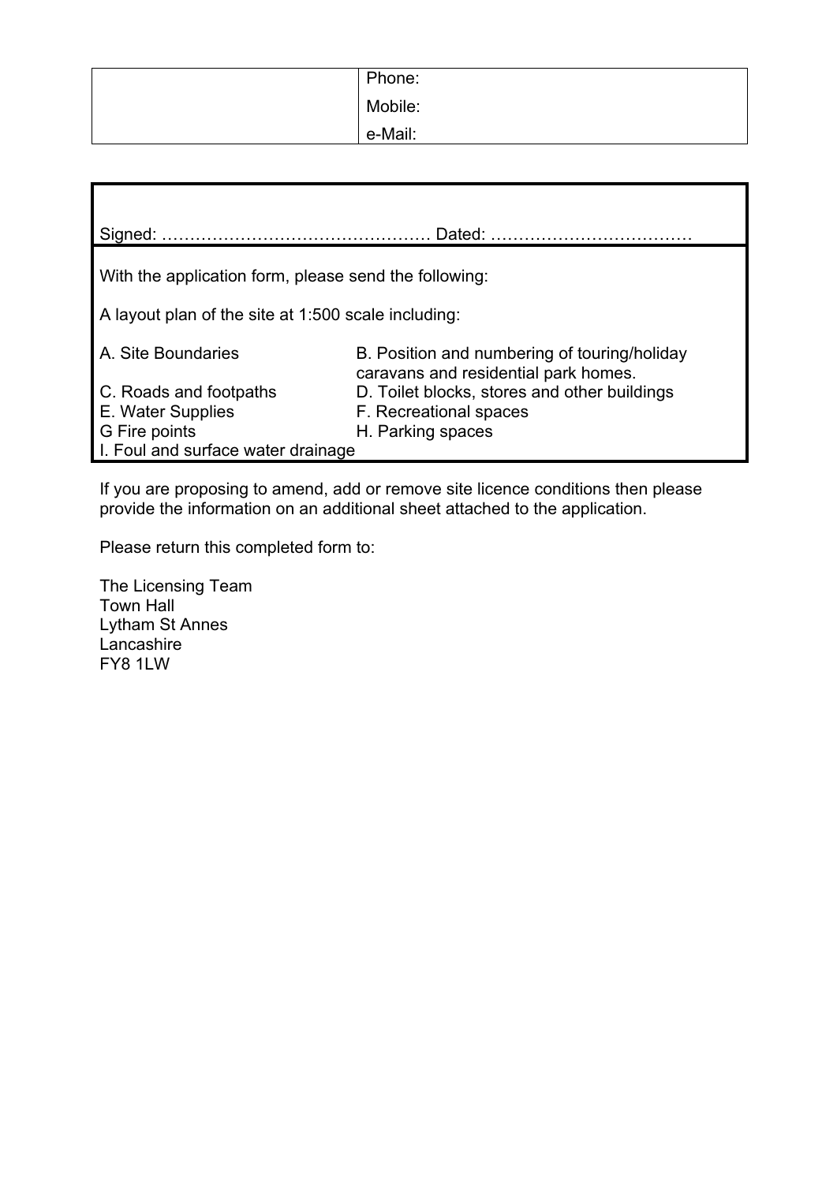| | |
|---|---|
| | Phone:<br>Mobile:<br>e-Mail: |

Signed: ……………………………………… Dated: ………………………………

With the application form, please send the following:

A layout plan of the site at 1:500 scale including:

| | |
|---|---|
| A. Site Boundaries | B. Position and numbering of touring/holiday caravans and residential park homes. |
| C. Roads and footpaths | D. Toilet blocks, stores and other buildings |
| E. Water Supplies | F. Recreational spaces |
| G Fire points | H. Parking spaces |
| I. Foul and surface water drainage | |

If you are proposing to amend, add or remove site licence conditions then please provide the information on an additional sheet attached to the application.

Please return this completed form to:

The Licensing Team
Town Hall
Lytham St Annes
Lancashire
FY8 1LW